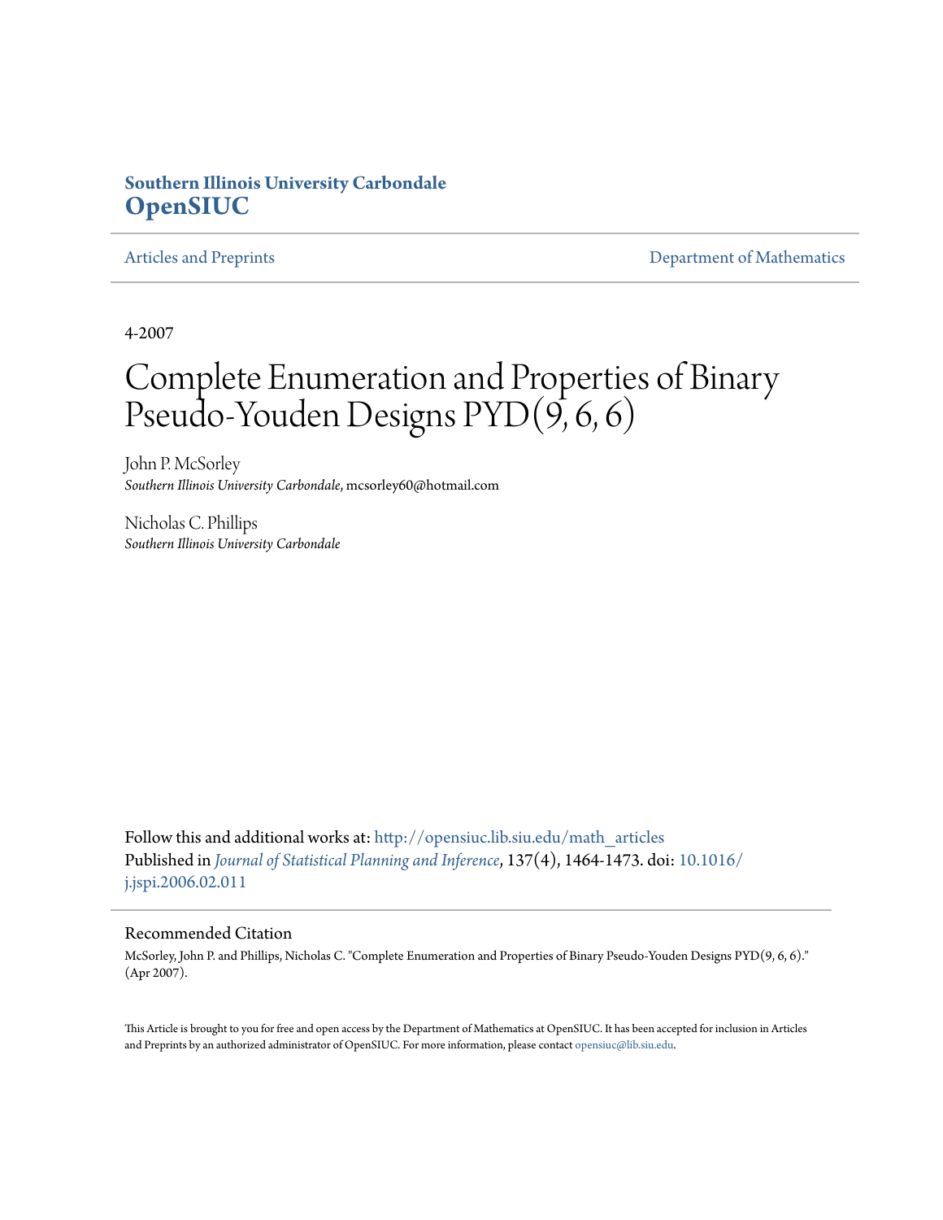**Southern Illinois University Carbondale**
**OpenSIUC**

Articles and Preprints — Department of Mathematics

4-2007

# Complete Enumeration and Properties of Binary Pseudo-Youden Designs PYD(9, 6, 6)

John P. McSorley
*Southern Illinois University Carbondale*, mcsorley60@hotmail.com

Nicholas C. Phillips
*Southern Illinois University Carbondale*

Follow this and additional works at: http://opensiuc.lib.siu.edu/math_articles
Published in *Journal of Statistical Planning and Inference*, 137(4), 1464-1473. doi: 10.1016/j.jspi.2006.02.011

## Recommended Citation

McSorley, John P. and Phillips, Nicholas C. "Complete Enumeration and Properties of Binary Pseudo-Youden Designs PYD(9, 6, 6)." (Apr 2007).

This Article is brought to you for free and open access by the Department of Mathematics at OpenSIUC. It has been accepted for inclusion in Articles and Preprints by an authorized administrator of OpenSIUC. For more information, please contact opensiuc@lib.siu.edu.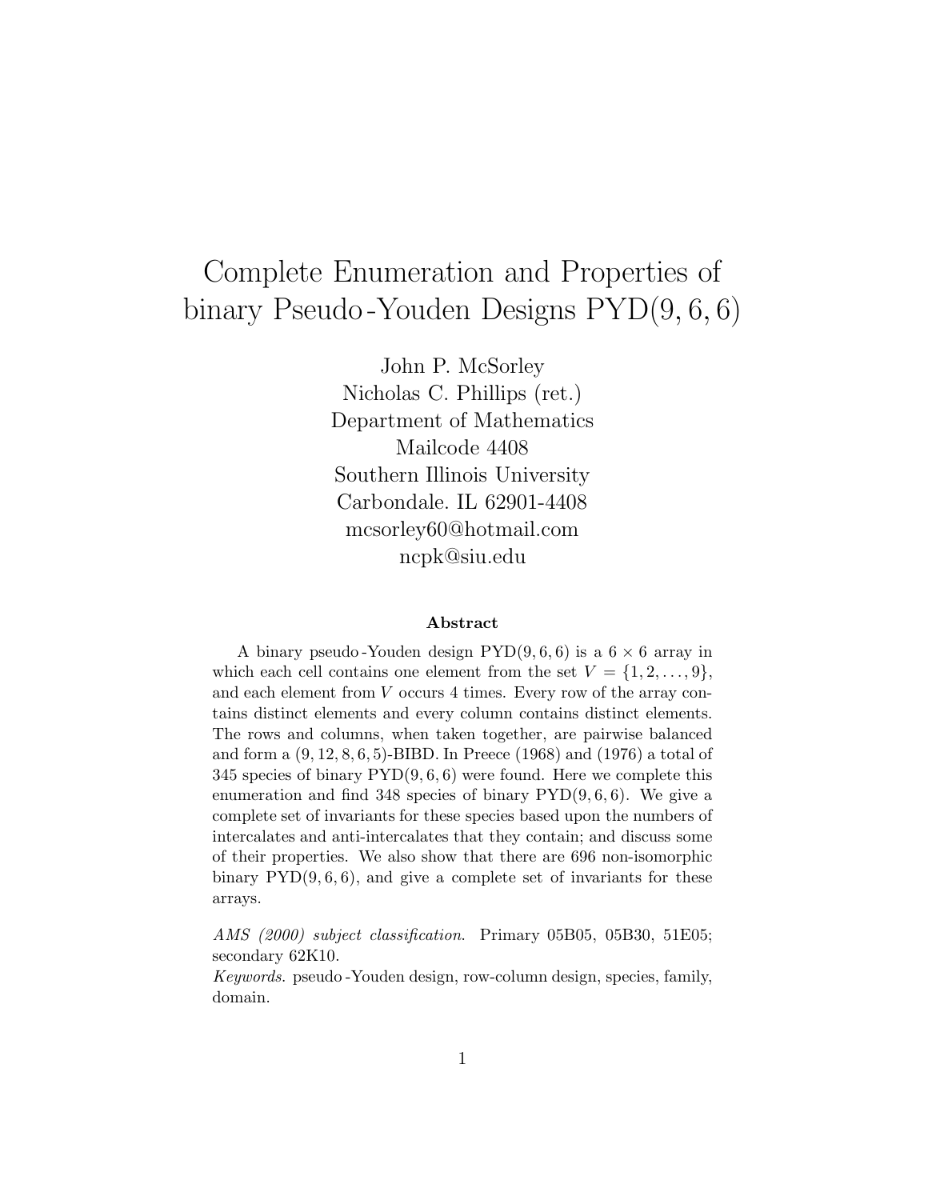# Complete Enumeration and Properties of binary Pseudo-Youden Designs PYD(9, 6, 6)

John P. McSorley
Nicholas C. Phillips (ret.)
Department of Mathematics
Mailcode 4408
Southern Illinois University
Carbondale. IL 62901-4408
mcsorley60@hotmail.com
ncpk@siu.edu

### Abstract

A binary pseudo-Youden design PYD(9, 6, 6) is a $6 \times 6$ array in which each cell contains one element from the set $V = \{1, 2, \ldots, 9\}$, and each element from $V$ occurs 4 times. Every row of the array contains distinct elements and every column contains distinct elements. The rows and columns, when taken together, are pairwise balanced and form a $(9, 12, 8, 6, 5)$-BIBD. In Preece (1968) and (1976) a total of 345 species of binary PYD(9, 6, 6) were found. Here we complete this enumeration and find 348 species of binary PYD(9, 6, 6). We give a complete set of invariants for these species based upon the numbers of intercalates and anti-intercalates that they contain; and discuss some of their properties. We also show that there are 696 non-isomorphic binary PYD(9, 6, 6), and give a complete set of invariants for these arrays.

*AMS (2000) subject classification.* Primary 05B05, 05B30, 51E05; secondary 62K10.
*Keywords.* pseudo-Youden design, row-column design, species, family, domain.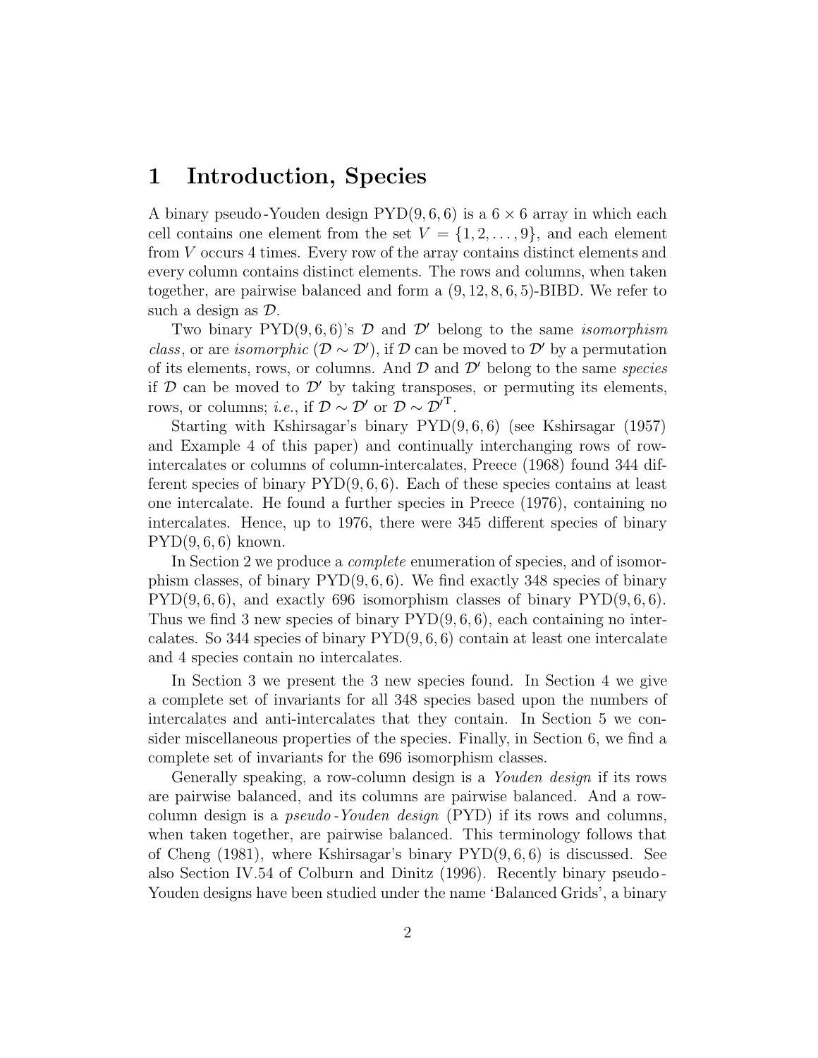# 1 Introduction, Species

A binary pseudo-Youden design PYD$(9, 6, 6)$ is a $6 \times 6$ array in which each cell contains one element from the set $V = \{1, 2, \ldots, 9\}$, and each element from $V$ occurs 4 times. Every row of the array contains distinct elements and every column contains distinct elements. The rows and columns, when taken together, are pairwise balanced and form a $(9, 12, 8, 6, 5)$-BIBD. We refer to such a design as $\mathcal{D}$.

Two binary PYD$(9, 6, 6)$'s $\mathcal{D}$ and $\mathcal{D}'$ belong to the same *isomorphism class*, or are *isomorphic* ($\mathcal{D} \sim \mathcal{D}'$), if $\mathcal{D}$ can be moved to $\mathcal{D}'$ by a permutation of its elements, rows, or columns. And $\mathcal{D}$ and $\mathcal{D}'$ belong to the same *species* if $\mathcal{D}$ can be moved to $\mathcal{D}'$ by taking transposes, or permuting its elements, rows, or columns; *i.e.*, if $\mathcal{D} \sim \mathcal{D}'$ or $\mathcal{D} \sim \mathcal{D}'^{\mathrm{T}}$.

Starting with Kshirsagar's binary PYD$(9, 6, 6)$ (see Kshirsagar (1957) and Example 4 of this paper) and continually interchanging rows of row-intercalates or columns of column-intercalates, Preece (1968) found 344 different species of binary PYD$(9, 6, 6)$. Each of these species contains at least one intercalate. He found a further species in Preece (1976), containing no intercalates. Hence, up to 1976, there were 345 different species of binary PYD$(9, 6, 6)$ known.

In Section 2 we produce a *complete* enumeration of species, and of isomorphism classes, of binary PYD$(9, 6, 6)$. We find exactly 348 species of binary PYD$(9, 6, 6)$, and exactly 696 isomorphism classes of binary PYD$(9, 6, 6)$. Thus we find 3 new species of binary PYD$(9, 6, 6)$, each containing no intercalates. So 344 species of binary PYD$(9, 6, 6)$ contain at least one intercalate and 4 species contain no intercalates.

In Section 3 we present the 3 new species found. In Section 4 we give a complete set of invariants for all 348 species based upon the numbers of intercalates and anti-intercalates that they contain. In Section 5 we consider miscellaneous properties of the species. Finally, in Section 6, we find a complete set of invariants for the 696 isomorphism classes.

Generally speaking, a row-column design is a *Youden design* if its rows are pairwise balanced, and its columns are pairwise balanced. And a row-column design is a *pseudo-Youden design* (PYD) if its rows and columns, when taken together, are pairwise balanced. This terminology follows that of Cheng (1981), where Kshirsagar's binary PYD$(9, 6, 6)$ is discussed. See also Section IV.54 of Colburn and Dinitz (1996). Recently binary pseudo-Youden designs have been studied under the name 'Balanced Grids', a binary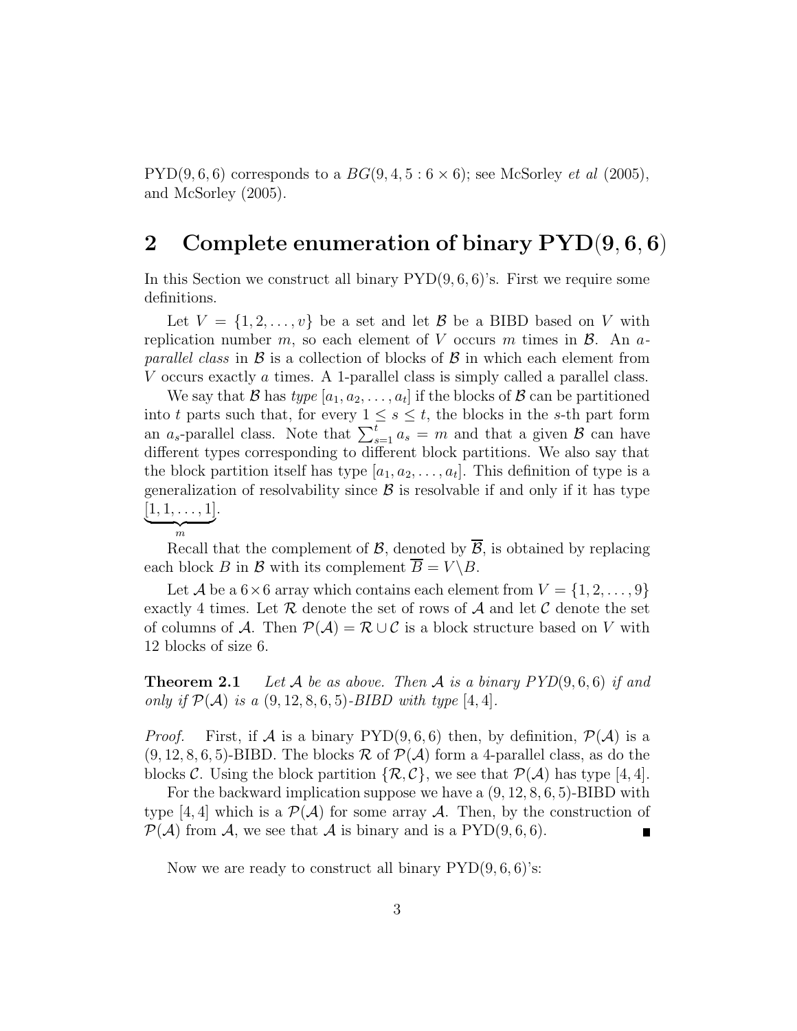PYD$(9,6,6)$ corresponds to a $BG(9,4,5:6\times 6)$; see McSorley *et al* (2005), and McSorley (2005).

## 2 Complete enumeration of binary PYD$(9,6,6)$

In this Section we construct all binary PYD$(9,6,6)$'s. First we require some definitions.

Let $V = \{1,2,\ldots,v\}$ be a set and let $\mathcal{B}$ be a BIBD based on $V$ with replication number $m$, so each element of $V$ occurs $m$ times in $\mathcal{B}$. An *$a$-parallel class* in $\mathcal{B}$ is a collection of blocks of $\mathcal{B}$ in which each element from $V$ occurs exactly $a$ times. A 1-parallel class is simply called a parallel class.

We say that $\mathcal{B}$ has *type* $[a_1, a_2, \ldots, a_t]$ if the blocks of $\mathcal{B}$ can be partitioned into $t$ parts such that, for every $1 \le s \le t$, the blocks in the $s$-th part form an $a_s$-parallel class. Note that $\sum_{s=1}^{t} a_s = m$ and that a given $\mathcal{B}$ can have different types corresponding to different block partitions. We also say that the block partition itself has type $[a_1, a_2, \ldots, a_t]$. This definition of type is a generalization of resolvability since $\mathcal{B}$ is resolvable if and only if it has type $\underbrace{[1,1,\ldots,1]}_{m}$.

Recall that the complement of $\mathcal{B}$, denoted by $\overline{\mathcal{B}}$, is obtained by replacing each block $B$ in $\mathcal{B}$ with its complement $\overline{B} = V \backslash B$.

Let $\mathcal{A}$ be a $6\times 6$ array which contains each element from $V = \{1,2,\ldots,9\}$ exactly 4 times. Let $\mathcal{R}$ denote the set of rows of $\mathcal{A}$ and let $\mathcal{C}$ denote the set of columns of $\mathcal{A}$. Then $\mathcal{P}(\mathcal{A}) = \mathcal{R}\cup\mathcal{C}$ is a block structure based on $V$ with 12 blocks of size 6.

**Theorem 2.1** *Let $\mathcal{A}$ be as above. Then $\mathcal{A}$ is a binary PYD$(9,6,6)$ if and only if $\mathcal{P}(\mathcal{A})$ is a $(9,12,8,6,5)$-BIBD with type $[4,4]$.*

*Proof.* First, if $\mathcal{A}$ is a binary PYD$(9,6,6)$ then, by definition, $\mathcal{P}(\mathcal{A})$ is a $(9,12,8,6,5)$-BIBD. The blocks $\mathcal{R}$ of $\mathcal{P}(\mathcal{A})$ form a 4-parallel class, as do the blocks $\mathcal{C}$. Using the block partition $\{\mathcal{R},\mathcal{C}\}$, we see that $\mathcal{P}(\mathcal{A})$ has type $[4,4]$.

For the backward implication suppose we have a $(9,12,8,6,5)$-BIBD with type $[4,4]$ which is a $\mathcal{P}(\mathcal{A})$ for some array $\mathcal{A}$. Then, by the construction of $\mathcal{P}(\mathcal{A})$ from $\mathcal{A}$, we see that $\mathcal{A}$ is binary and is a PYD$(9,6,6)$. ∎

Now we are ready to construct all binary PYD$(9,6,6)$'s: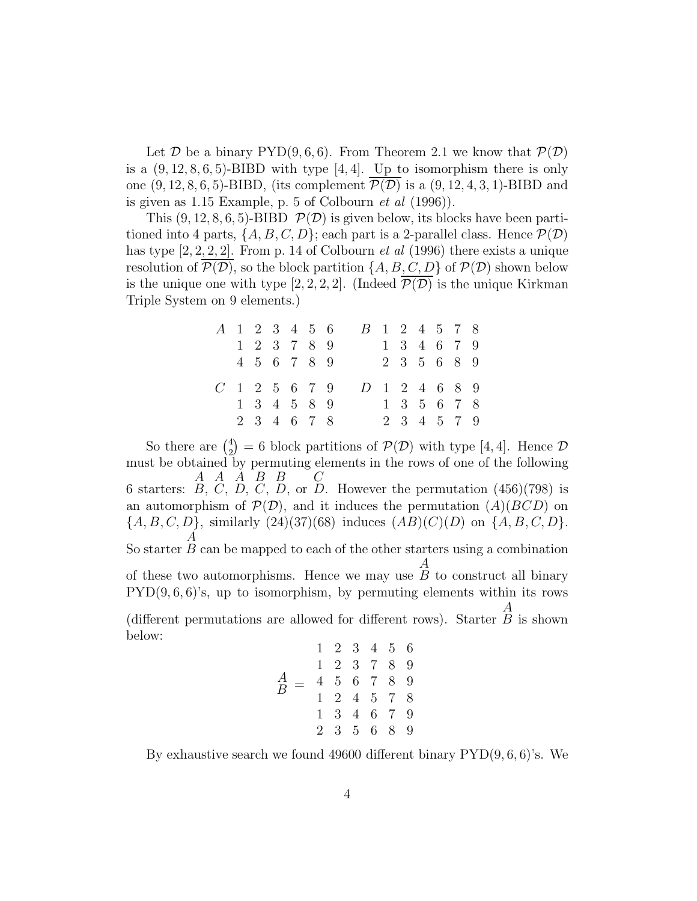Let $\mathcal{D}$ be a binary PYD(9, 6, 6). From Theorem 2.1 we know that $\mathcal{P}(\mathcal{D})$ is a (9, 12, 8, 6, 5)-BIBD with type [4, 4]. Up to isomorphism there is only one (9, 12, 8, 6, 5)-BIBD, (its complement $\overline{\mathcal{P}(\mathcal{D})}$ is a (9, 12, 4, 3, 1)-BIBD and is given as 1.15 Example, p. 5 of Colbourn *et al* (1996)).

This (9, 12, 8, 6, 5)-BIBD $\mathcal{P}(\mathcal{D})$ is given below, its blocks have been partitioned into 4 parts, $\{A, B, C, D\}$; each part is a 2-parallel class. Hence $\mathcal{P}(\mathcal{D})$ has type [2, 2, 2, 2]. From p. 14 of Colbourn *et al* (1996) there exists a unique resolution of $\overline{\mathcal{P}(\mathcal{D})}$, so the block partition $\{A, B, C, D\}$ of $\mathcal{P}(\mathcal{D})$ shown below is the unique one with type [2, 2, 2, 2]. (Indeed $\overline{\mathcal{P}(\mathcal{D})}$ is the unique Kirkman Triple System on 9 elements.)

$$
\begin{array}{lcccccc}
A & 1 & 2 & 3 & 4 & 5 & 6 \\
  & 1 & 2 & 3 & 7 & 8 & 9 \\
  & 4 & 5 & 6 & 7 & 8 & 9 \\
C & 1 & 2 & 5 & 6 & 7 & 9 \\
  & 1 & 3 & 4 & 5 & 8 & 9 \\
  & 2 & 3 & 4 & 6 & 7 & 8
\end{array}
\qquad
\begin{array}{lcccccc}
B & 1 & 2 & 4 & 5 & 7 & 8 \\
  & 1 & 3 & 4 & 6 & 7 & 9 \\
  & 2 & 3 & 5 & 6 & 8 & 9 \\
D & 1 & 2 & 4 & 6 & 8 & 9 \\
  & 1 & 3 & 5 & 6 & 7 & 8 \\
  & 2 & 3 & 4 & 5 & 7 & 9
\end{array}
$$

So there are $\binom{4}{2} = 6$ block partitions of $\mathcal{P}(\mathcal{D})$ with type [4, 4]. Hence $\mathcal{D}$ must be obtained by permuting elements in the rows of one of the following 6 starters: $\overset{A}{B}$, $\overset{A}{C}$, $\overset{A}{D}$, $\overset{B}{C}$, $\overset{B}{D}$, or $\overset{C}{D}$. However the permutation (456)(798) is an automorphism of $\mathcal{P}(\mathcal{D})$, and it induces the permutation $(A)(BCD)$ on $\{A, B, C, D\}$, similarly (24)(37)(68) induces $(AB)(C)(D)$ on $\{A, B, C, D\}$. So starter $\overset{A}{B}$ can be mapped to each of the other starters using a combination of these two automorphisms. Hence we may use $\overset{A}{B}$ to construct all binary PYD(9, 6, 6)'s, up to isomorphism, by permuting elements within its rows (different permutations are allowed for different rows). Starter $\overset{A}{B}$ is shown below:

$$
\overset{A}{B} = \begin{array}{cccccc}
1 & 2 & 3 & 4 & 5 & 6 \\
1 & 2 & 3 & 7 & 8 & 9 \\
4 & 5 & 6 & 7 & 8 & 9 \\
1 & 2 & 4 & 5 & 7 & 8 \\
1 & 3 & 4 & 6 & 7 & 9 \\
2 & 3 & 5 & 6 & 8 & 9
\end{array}
$$

By exhaustive search we found 49600 different binary PYD(9, 6, 6)'s. We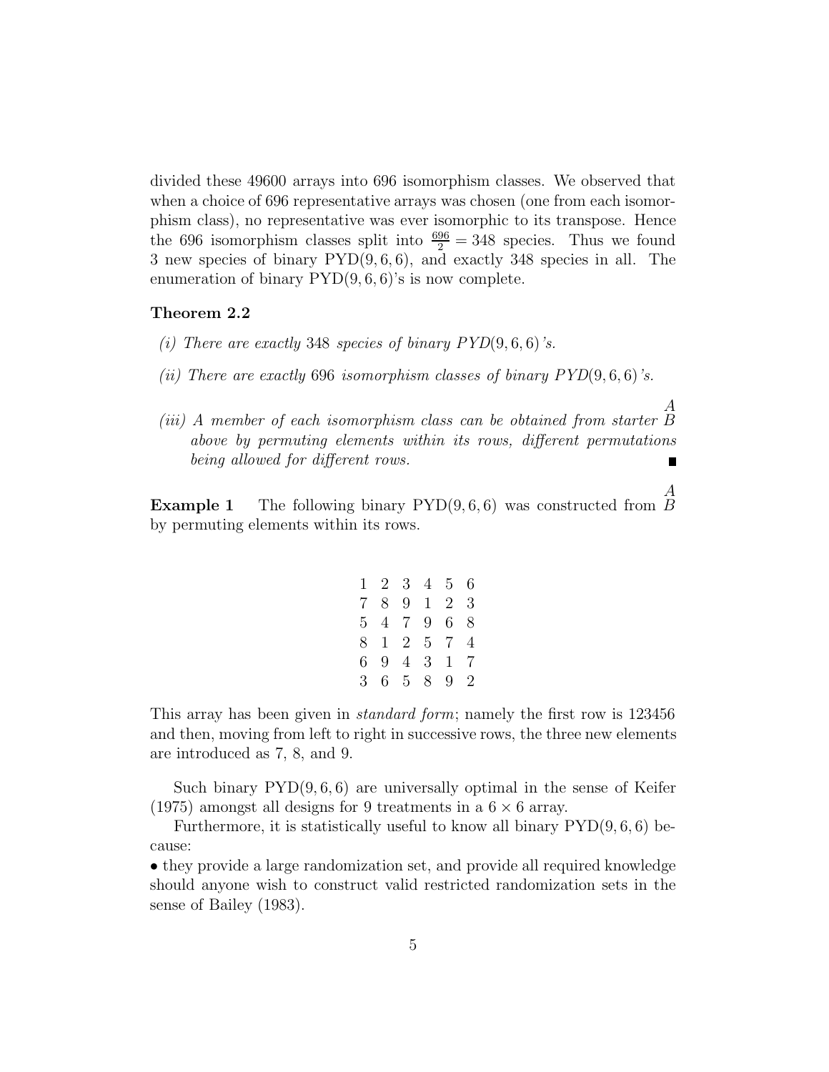divided these 49600 arrays into 696 isomorphism classes. We observed that when a choice of 696 representative arrays was chosen (one from each isomorphism class), no representative was ever isomorphic to its transpose. Hence the 696 isomorphism classes split into $\frac{696}{2} = 348$ species. Thus we found 3 new species of binary PYD$(9,6,6)$, and exactly 348 species in all. The enumeration of binary PYD$(9,6,6)$'s is now complete.

**Theorem 2.2**

*(i) There are exactly* 348 *species of binary PYD*$(9,6,6)$*'s.*

*(ii) There are exactly* 696 *isomorphism classes of binary PYD*$(9,6,6)$*'s.*

*(iii) A member of each isomorphism class can be obtained from starter* $\overset{A}{B}$ *above by permuting elements within its rows, different permutations being allowed for different rows.* ∎

**Example 1** The following binary PYD$(9,6,6)$ was constructed from $\overset{A}{B}$ by permuting elements within its rows.

```
1 2 3 4 5 6
7 8 9 1 2 3
5 4 7 9 6 8
8 1 2 5 7 4
6 9 4 3 1 7
3 6 5 8 9 2
```

This array has been given in *standard form*; namely the first row is 123456 and then, moving from left to right in successive rows, the three new elements are introduced as 7, 8, and 9.

Such binary PYD$(9,6,6)$ are universally optimal in the sense of Keifer (1975) amongst all designs for 9 treatments in a $6 \times 6$ array.

Furthermore, it is statistically useful to know all binary PYD$(9,6,6)$ because:

• they provide a large randomization set, and provide all required knowledge should anyone wish to construct valid restricted randomization sets in the sense of Bailey (1983).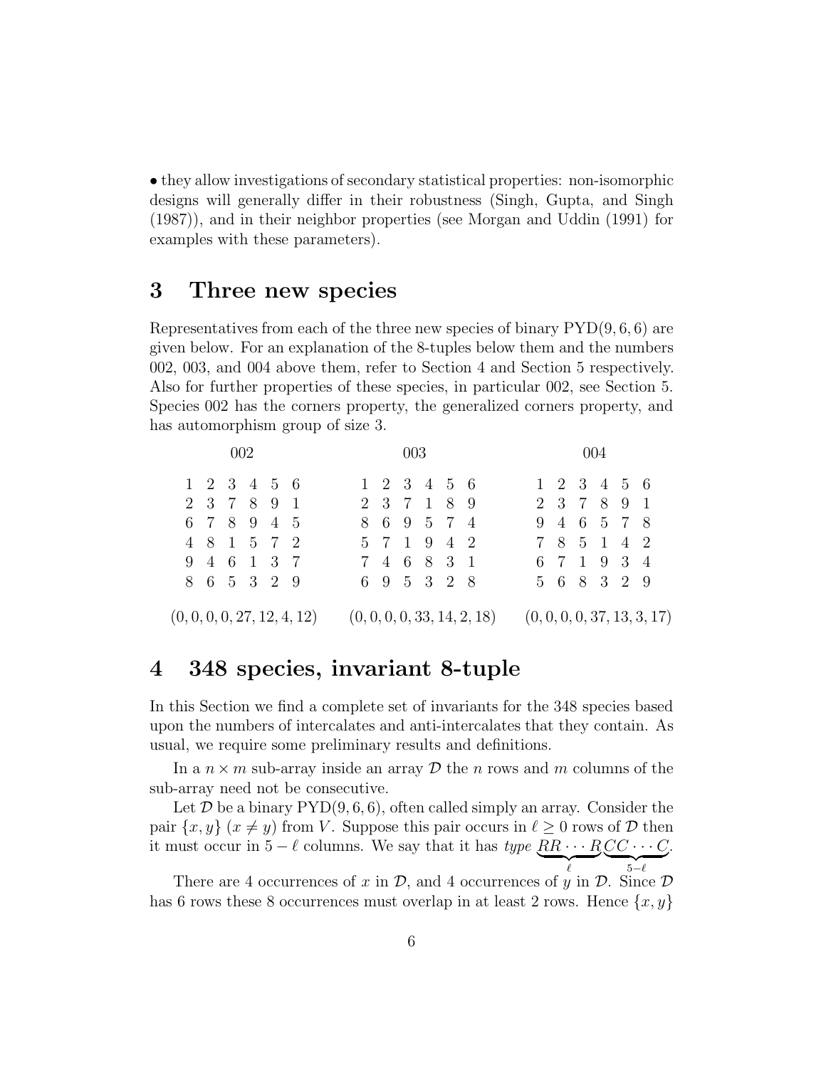• they allow investigations of secondary statistical properties: non-isomorphic designs will generally differ in their robustness (Singh, Gupta, and Singh (1987)), and in their neighbor properties (see Morgan and Uddin (1991) for examples with these parameters).

## 3 Three new species

Representatives from each of the three new species of binary PYD(9, 6, 6) are given below. For an explanation of the 8-tuples below them and the numbers 002, 003, and 004 above them, refer to Section 4 and Section 5 respectively. Also for further properties of these species, in particular 002, see Section 5. Species 002 has the corners property, the generalized corners property, and has automorphism group of size 3.

| 002 | | | | | | | 003 | | | | | | | 004 | | | | | |
|---|---|---|---|---|---|---|---|---|---|---|---|---|---|---|---|---|---|---|---|
| 1 | 2 | 3 | 4 | 5 | 6 | | 1 | 2 | 3 | 4 | 5 | 6 | | 1 | 2 | 3 | 4 | 5 | 6 |
| 2 | 3 | 7 | 8 | 9 | 1 | | 2 | 3 | 7 | 1 | 8 | 9 | | 2 | 3 | 7 | 8 | 9 | 1 |
| 6 | 7 | 8 | 9 | 4 | 5 | | 8 | 6 | 9 | 5 | 7 | 4 | | 9 | 4 | 6 | 5 | 7 | 8 |
| 4 | 8 | 1 | 5 | 7 | 2 | | 5 | 7 | 1 | 9 | 4 | 2 | | 7 | 8 | 5 | 1 | 4 | 2 |
| 9 | 4 | 6 | 1 | 3 | 7 | | 7 | 4 | 6 | 8 | 3 | 1 | | 6 | 7 | 1 | 9 | 3 | 4 |
| 8 | 6 | 5 | 3 | 2 | 9 | | 6 | 9 | 5 | 3 | 2 | 8 | | 5 | 6 | 8 | 3 | 2 | 9 |

$(0, 0, 0, 0, 27, 12, 4, 12)$ $\quad$ $(0, 0, 0, 0, 33, 14, 2, 18)$ $\quad$ $(0, 0, 0, 0, 37, 13, 3, 17)$

## 4 348 species, invariant 8-tuple

In this Section we find a complete set of invariants for the 348 species based upon the numbers of intercalates and anti-intercalates that they contain. As usual, we require some preliminary results and definitions.

In a $n \times m$ sub-array inside an array $\mathcal{D}$ the $n$ rows and $m$ columns of the sub-array need not be consecutive.

Let $\mathcal{D}$ be a binary PYD(9, 6, 6), often called simply an array. Consider the pair $\{x, y\}$ $(x \neq y)$ from $V$. Suppose this pair occurs in $\ell \geq 0$ rows of $\mathcal{D}$ then it must occur in $5 - \ell$ columns. We say that it has *type* $\underbrace{RR \cdots R}_{\ell}\underbrace{CC \cdots C}_{5-\ell}$.

There are 4 occurrences of $x$ in $\mathcal{D}$, and 4 occurrences of $y$ in $\mathcal{D}$. Since $\mathcal{D}$ has 6 rows these 8 occurrences must overlap in at least 2 rows. Hence $\{x, y\}$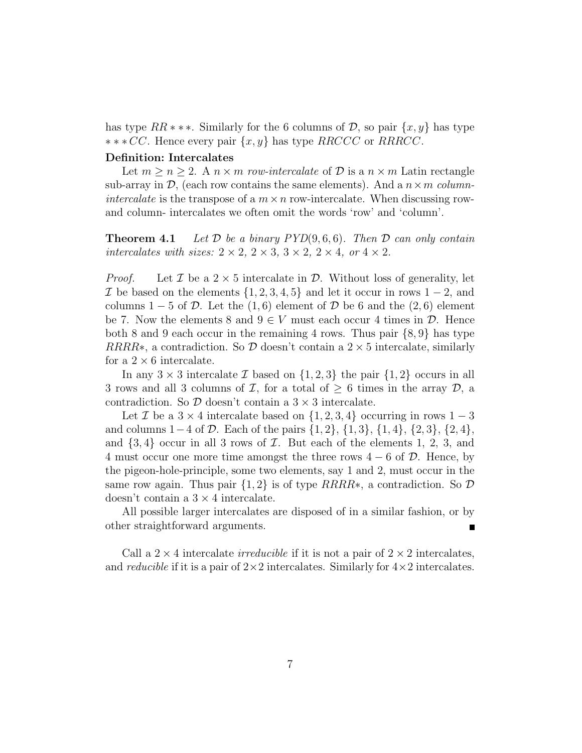has type $RR***$. Similarly for the 6 columns of $\mathcal{D}$, so pair $\{x, y\}$ has type $***CC$. Hence every pair $\{x, y\}$ has type $RRCCC$ or $RRRCC$.

**Definition: Intercalates**

Let $m \geq n \geq 2$. A $n \times m$ *row-intercalate* of $\mathcal{D}$ is a $n \times m$ Latin rectangle sub-array in $\mathcal{D}$, (each row contains the same elements). And a $n \times m$ *column-intercalate* is the transpose of a $m \times n$ row-intercalate. When discussing row- and column- intercalates we often omit the words 'row' and 'column'.

**Theorem 4.1** *Let $\mathcal{D}$ be a binary $PYD(9, 6, 6)$. Then $\mathcal{D}$ can only contain intercalates with sizes: $2 \times 2$, $2 \times 3$, $3 \times 2$, $2 \times 4$, or $4 \times 2$.*

*Proof.* Let $\mathcal{I}$ be a $2 \times 5$ intercalate in $\mathcal{D}$. Without loss of generality, let $\mathcal{I}$ be based on the elements $\{1, 2, 3, 4, 5\}$ and let it occur in rows $1-2$, and columns $1-5$ of $\mathcal{D}$. Let the $(1, 6)$ element of $\mathcal{D}$ be 6 and the $(2, 6)$ element be 7. Now the elements 8 and $9 \in V$ must each occur 4 times in $\mathcal{D}$. Hence both 8 and 9 each occur in the remaining 4 rows. Thus pair $\{8, 9\}$ has type $RRRR*$, a contradiction. So $\mathcal{D}$ doesn't contain a $2 \times 5$ intercalate, similarly for a $2 \times 6$ intercalate.

In any $3 \times 3$ intercalate $\mathcal{I}$ based on $\{1, 2, 3\}$ the pair $\{1, 2\}$ occurs in all 3 rows and all 3 columns of $\mathcal{I}$, for a total of $\geq 6$ times in the array $\mathcal{D}$, a contradiction. So $\mathcal{D}$ doesn't contain a $3 \times 3$ intercalate.

Let $\mathcal{I}$ be a $3 \times 4$ intercalate based on $\{1, 2, 3, 4\}$ occurring in rows $1-3$ and columns $1-4$ of $\mathcal{D}$. Each of the pairs $\{1, 2\}$, $\{1, 3\}$, $\{1, 4\}$, $\{2, 3\}$, $\{2, 4\}$, and $\{3, 4\}$ occur in all 3 rows of $\mathcal{I}$. But each of the elements 1, 2, 3, and 4 must occur one more time amongst the three rows $4-6$ of $\mathcal{D}$. Hence, by the pigeon-hole-principle, some two elements, say 1 and 2, must occur in the same row again. Thus pair $\{1, 2\}$ is of type $RRRR*$, a contradiction. So $\mathcal{D}$ doesn't contain a $3 \times 4$ intercalate.

All possible larger intercalates are disposed of in a similar fashion, or by other straightforward arguments. ∎

Call a $2 \times 4$ intercalate *irreducible* if it is not a pair of $2 \times 2$ intercalates, and *reducible* if it is a pair of $2 \times 2$ intercalates. Similarly for $4 \times 2$ intercalates.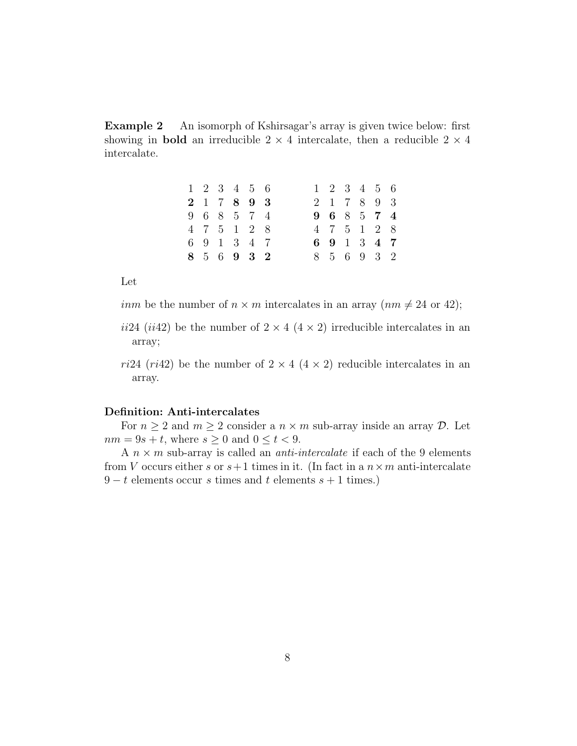**Example 2** An isomorph of Kshirsagar's array is given twice below: first showing in **bold** an irreducible $2 \times 4$ intercalate, then a reducible $2 \times 4$ intercalate.

$$
\begin{array}{cccccc}
1 & 2 & 3 & 4 & 5 & 6 \\
\mathbf{2} & 1 & 7 & \mathbf{8} & \mathbf{9} & \mathbf{3} \\
9 & 6 & 8 & 5 & 7 & 4 \\
4 & 7 & 5 & 1 & 2 & 8 \\
6 & 9 & 1 & 3 & 4 & 7 \\
\mathbf{8} & 5 & 6 & \mathbf{9} & \mathbf{3} & \mathbf{2}
\end{array}
\qquad\qquad
\begin{array}{cccccc}
1 & 2 & 3 & 4 & 5 & 6 \\
2 & 1 & 7 & 8 & 9 & 3 \\
\mathbf{9} & \mathbf{6} & 8 & 5 & \mathbf{7} & \mathbf{4} \\
4 & 7 & 5 & 1 & 2 & 8 \\
\mathbf{6} & \mathbf{9} & 1 & 3 & \mathbf{4} & \mathbf{7} \\
8 & 5 & 6 & 9 & 3 & 2
\end{array}
$$

Let

*inm* be the number of $n \times m$ intercalates in an array ($nm \neq 24$ or $42$);

*ii*24 (*ii*42) be the number of $2 \times 4$ ($4 \times 2$) irreducible intercalates in an array;

*ri*24 (*ri*42) be the number of $2 \times 4$ ($4 \times 2$) reducible intercalates in an array.

### Definition: Anti-intercalates

For $n \geq 2$ and $m \geq 2$ consider a $n \times m$ sub-array inside an array $\mathcal{D}$. Let $nm = 9s + t$, where $s \geq 0$ and $0 \leq t < 9$.

A $n \times m$ sub-array is called an *anti-intercalate* if each of the 9 elements from $V$ occurs either $s$ or $s+1$ times in it. (In fact in a $n \times m$ anti-intercalate $9 - t$ elements occur $s$ times and $t$ elements $s + 1$ times.)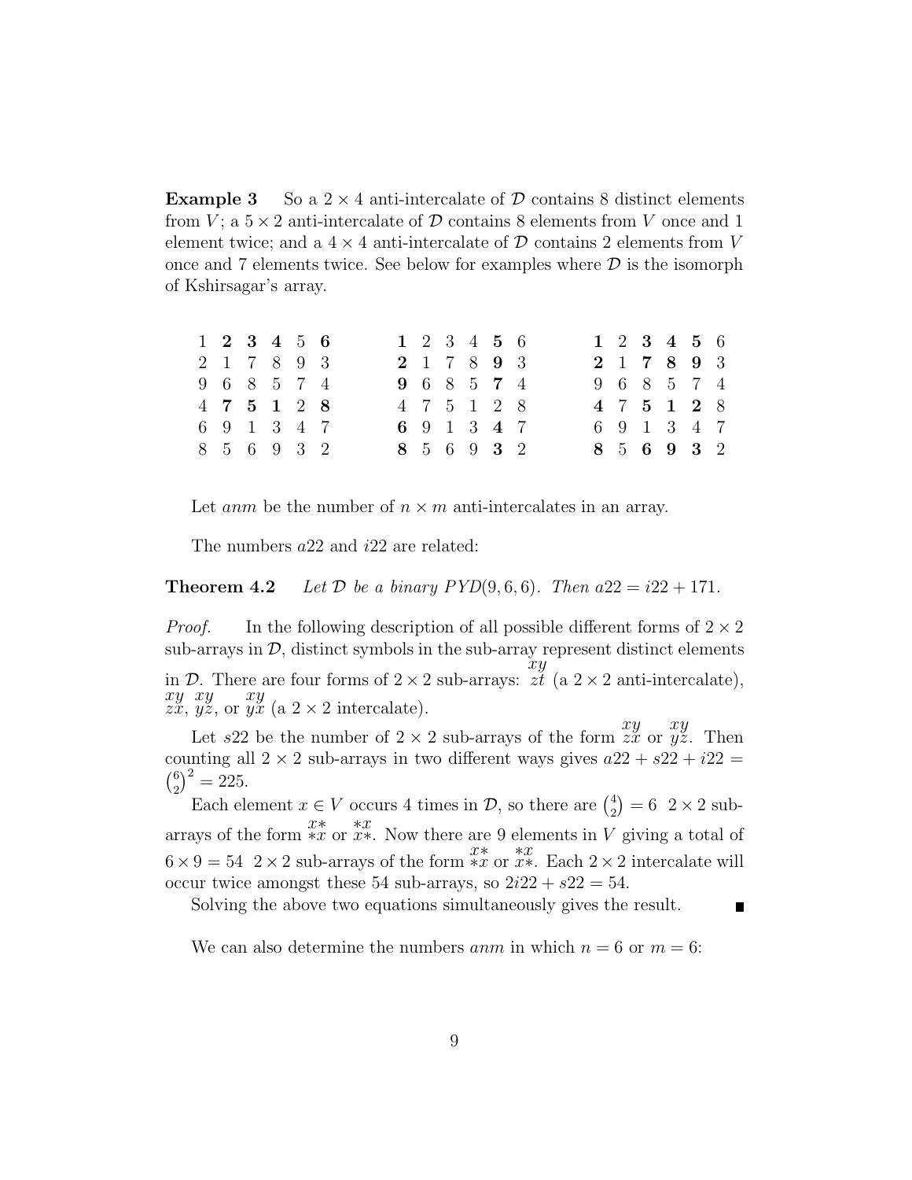**Example 3** So a $2 \times 4$ anti-intercalate of $\mathcal{D}$ contains 8 distinct elements from $V$; a $5 \times 2$ anti-intercalate of $\mathcal{D}$ contains 8 elements from $V$ once and 1 element twice; and a $4 \times 4$ anti-intercalate of $\mathcal{D}$ contains 2 elements from $V$ once and 7 elements twice. See below for examples where $\mathcal{D}$ is the isomorph of Kshirsagar's array.

$$
\begin{array}{cccccc}
1 & \mathbf{2} & \mathbf{3} & \mathbf{4} & 5 & \mathbf{6} \\
2 & 1 & 7 & 8 & 9 & 3 \\
9 & 6 & 8 & 5 & 7 & 4 \\
4 & \mathbf{7} & \mathbf{5} & \mathbf{1} & 2 & \mathbf{8} \\
6 & 9 & 1 & 3 & 4 & 7 \\
8 & 5 & 6 & 9 & 3 & 2
\end{array}
\qquad
\begin{array}{cccccc}
\mathbf{1} & 2 & 3 & 4 & \mathbf{5} & 6 \\
\mathbf{2} & 1 & 7 & 8 & \mathbf{9} & 3 \\
\mathbf{9} & 6 & 8 & 5 & \mathbf{7} & 4 \\
4 & 7 & 5 & 1 & 2 & 8 \\
\mathbf{6} & 9 & 1 & 3 & \mathbf{4} & 7 \\
\mathbf{8} & 5 & 6 & 9 & \mathbf{3} & 2
\end{array}
\qquad
\begin{array}{cccccc}
\mathbf{1} & 2 & \mathbf{3} & \mathbf{4} & \mathbf{5} & 6 \\
\mathbf{2} & 1 & \mathbf{7} & \mathbf{8} & \mathbf{9} & 3 \\
9 & 6 & 8 & 5 & 7 & 4 \\
\mathbf{4} & 7 & \mathbf{5} & \mathbf{1} & \mathbf{2} & 8 \\
6 & 9 & 1 & 3 & 4 & 7 \\
\mathbf{8} & 5 & \mathbf{6} & \mathbf{9} & \mathbf{3} & 2
\end{array}
$$

Let $anm$ be the number of $n \times m$ anti-intercalates in an array.

The numbers $a22$ and $i22$ are related:

**Theorem 4.2** *Let $\mathcal{D}$ be a binary $PYD(9, 6, 6)$. Then $a22 = i22 + 171$.*

*Proof.* In the following description of all possible different forms of $2 \times 2$ sub-arrays in $\mathcal{D}$, distinct symbols in the sub-array represent distinct elements in $\mathcal{D}$. There are four forms of $2 \times 2$ sub-arrays: $\begin{smallmatrix} xy \\ zt \end{smallmatrix}$ (a $2 \times 2$ anti-intercalate), $\begin{smallmatrix} xy \\ zx \end{smallmatrix}$, $\begin{smallmatrix} xy \\ yz \end{smallmatrix}$, or $\begin{smallmatrix} xy \\ yx \end{smallmatrix}$ (a $2 \times 2$ intercalate).

Let $s22$ be the number of $2 \times 2$ sub-arrays of the form $\begin{smallmatrix} xy \\ zx \end{smallmatrix}$ or $\begin{smallmatrix} xy \\ yz \end{smallmatrix}$. Then counting all $2 \times 2$ sub-arrays in two different ways gives $a22 + s22 + i22 = \binom{6}{2}^2 = 225$.

Each element $x \in V$ occurs 4 times in $\mathcal{D}$, so there are $\binom{4}{2} = 6$ $2 \times 2$ sub-arrays of the form $\begin{smallmatrix} x* \\ *x \end{smallmatrix}$ or $\begin{smallmatrix} *x \\ x* \end{smallmatrix}$. Now there are 9 elements in $V$ giving a total of $6 \times 9 = 54$ $2 \times 2$ sub-arrays of the form $\begin{smallmatrix} x* \\ *x \end{smallmatrix}$ or $\begin{smallmatrix} *x \\ x* \end{smallmatrix}$. Each $2 \times 2$ intercalate will occur twice amongst these 54 sub-arrays, so $2i22 + s22 = 54$.

Solving the above two equations simultaneously gives the result. ∎

We can also determine the numbers $anm$ in which $n = 6$ or $m = 6$: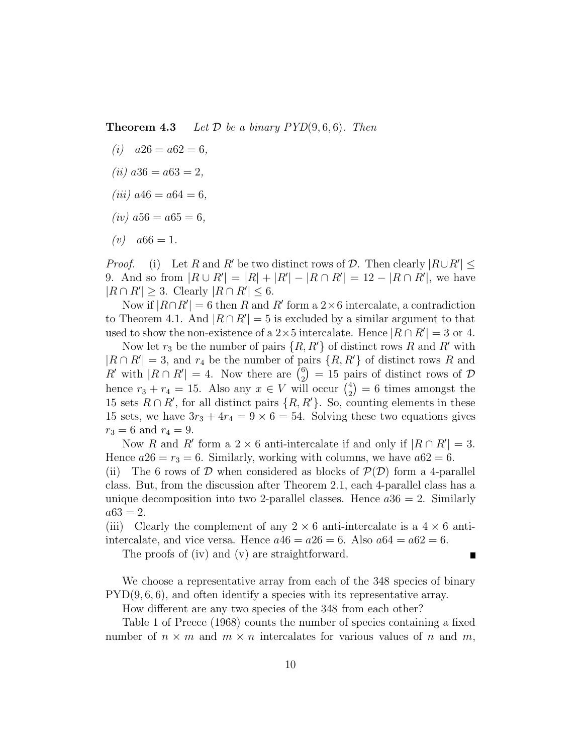**Theorem 4.3** *Let $\mathcal{D}$ be a binary $PYD(9, 6, 6)$. Then*

*(i)* $a26 = a62 = 6$,

*(ii)* $a36 = a63 = 2$,

*(iii)* $a46 = a64 = 6$,

*(iv)* $a56 = a65 = 6$,

*(v)* $a66 = 1$.

*Proof.* (i) Let $R$ and $R'$ be two distinct rows of $\mathcal{D}$. Then clearly $|R \cup R'| \leq 9$. And so from $|R \cup R'| = |R| + |R'| - |R \cap R'| = 12 - |R \cap R'|$, we have $|R \cap R'| \geq 3$. Clearly $|R \cap R'| \leq 6$.

Now if $|R \cap R'| = 6$ then $R$ and $R'$ form a $2 \times 6$ intercalate, a contradiction to Theorem 4.1. And $|R \cap R'| = 5$ is excluded by a similar argument to that used to show the non-existence of a $2 \times 5$ intercalate. Hence $|R \cap R'| = 3$ or $4$.

Now let $r_3$ be the number of pairs $\{R, R'\}$ of distinct rows $R$ and $R'$ with $|R \cap R'| = 3$, and $r_4$ be the number of pairs $\{R, R'\}$ of distinct rows $R$ and $R'$ with $|R \cap R'| = 4$. Now there are $\binom{6}{2} = 15$ pairs of distinct rows of $\mathcal{D}$ hence $r_3 + r_4 = 15$. Also any $x \in V$ will occur $\binom{4}{2} = 6$ times amongst the 15 sets $R \cap R'$, for all distinct pairs $\{R, R'\}$. So, counting elements in these 15 sets, we have $3r_3 + 4r_4 = 9 \times 6 = 54$. Solving these two equations gives $r_3 = 6$ and $r_4 = 9$.

Now $R$ and $R'$ form a $2 \times 6$ anti-intercalate if and only if $|R \cap R'| = 3$. Hence $a26 = r_3 = 6$. Similarly, working with columns, we have $a62 = 6$.

(ii) The 6 rows of $\mathcal{D}$ when considered as blocks of $\mathcal{P}(\mathcal{D})$ form a 4-parallel class. But, from the discussion after Theorem 2.1, each 4-parallel class has a unique decomposition into two 2-parallel classes. Hence $a36 = 2$. Similarly $a63 = 2$.

(iii) Clearly the complement of any $2 \times 6$ anti-intercalate is a $4 \times 6$ anti-intercalate, and vice versa. Hence $a46 = a26 = 6$. Also $a64 = a62 = 6$.

The proofs of (iv) and (v) are straightforward. ∎

We choose a representative array from each of the 348 species of binary PYD$(9, 6, 6)$, and often identify a species with its representative array.

How different are any two species of the 348 from each other?

Table 1 of Preece (1968) counts the number of species containing a fixed number of $n \times m$ and $m \times n$ intercalates for various values of $n$ and $m$,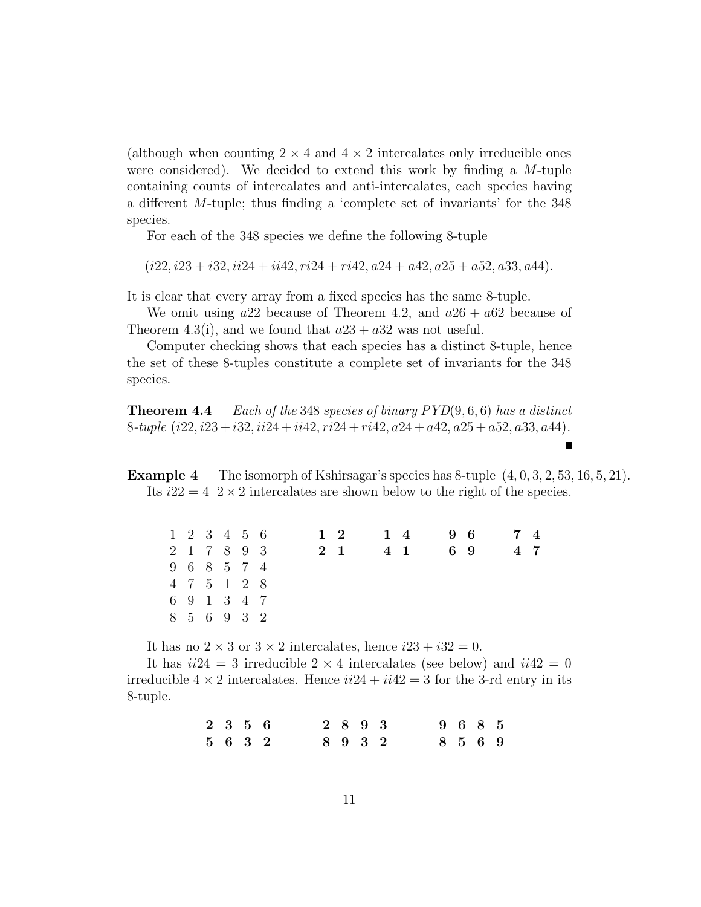(although when counting $2 \times 4$ and $4 \times 2$ intercalates only irreducible ones were considered). We decided to extend this work by finding a $M$-tuple containing counts of intercalates and anti-intercalates, each species having a different $M$-tuple; thus finding a 'complete set of invariants' for the 348 species.

For each of the 348 species we define the following 8-tuple

$$(i22, i23 + i32, ii24 + ii42, ri24 + ri42, a24 + a42, a25 + a52, a33, a44).$$

It is clear that every array from a fixed species has the same 8-tuple.

We omit using $a22$ because of Theorem 4.2, and $a26 + a62$ because of Theorem 4.3(i), and we found that $a23 + a32$ was not useful.

Computer checking shows that each species has a distinct 8-tuple, hence the set of these 8-tuples constitute a complete set of invariants for the 348 species.

**Theorem 4.4** *Each of the 348 species of binary $PYD(9, 6, 6)$ has a distinct 8-tuple $(i22, i23+i32, ii24+ii42, ri24+ri42, a24+a42, a25+a52, a33, a44)$.* ■

**Example 4** The isomorph of Kshirsagar's species has 8-tuple $(4, 0, 3, 2, 53, 16, 5, 21)$. Its $i22 = 4$ $2 \times 2$ intercalates are shown below to the right of the species.

```
1 2 3 4 5 6      1 2    1 4    9 6    7 4
2 1 7 8 9 3      2 1    4 1    6 9    4 7
9 6 8 5 7 4
4 7 5 1 2 8
6 9 1 3 4 7
8 5 6 9 3 2
```

It has no $2 \times 3$ or $3 \times 2$ intercalates, hence $i23 + i32 = 0$.

It has $ii24 = 3$ irreducible $2 \times 4$ intercalates (see below) and $ii42 = 0$ irreducible $4 \times 2$ intercalates. Hence $ii24 + ii42 = 3$ for the 3-rd entry in its 8-tuple.

```
2 3 5 6    2 8 9 3    9 6 8 5
5 6 3 2    8 9 3 2    8 5 6 9
```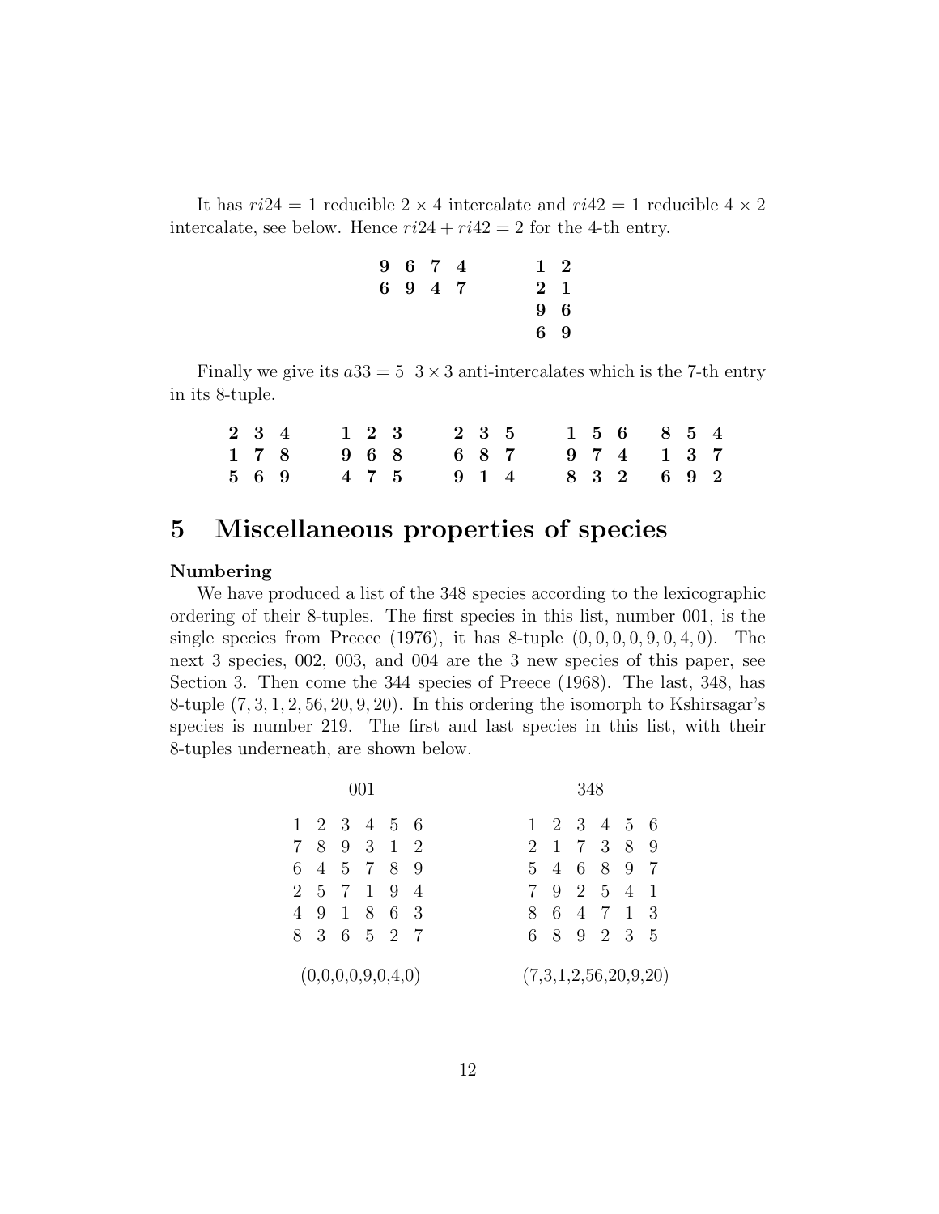It has $ri24 = 1$ reducible $2 \times 4$ intercalate and $ri42 = 1$ reducible $4 \times 2$ intercalate, see below. Hence $ri24 + ri42 = 2$ for the 4-th entry.

```
9 6 7 4        1 2
6 9 4 7        2 1
               9 6
               6 9
```

Finally we give its $a33 = 5$ $3 \times 3$ anti-intercalates which is the 7-th entry in its 8-tuple.

```
2 3 4    1 2 3    2 3 5    1 5 6    8 5 4
1 7 8    9 6 8    6 8 7    9 7 4    1 3 7
5 6 9    4 7 5    9 1 4    8 3 2    6 9 2
```

# 5 Miscellaneous properties of species

**Numbering**

We have produced a list of the 348 species according to the lexicographic ordering of their 8-tuples. The first species in this list, number 001, is the single species from Preece (1976), it has 8-tuple $(0, 0, 0, 0, 9, 0, 4, 0)$. The next 3 species, 002, 003, and 004 are the 3 new species of this paper, see Section 3. Then come the 344 species of Preece (1968). The last, 348, has 8-tuple $(7, 3, 1, 2, 56, 20, 9, 20)$. In this ordering the isomorph to Kshirsagar's species is number 219. The first and last species in this list, with their 8-tuples underneath, are shown below.

```
      001                    348

1 2 3 4 5 6            1 2 3 4 5 6
7 8 9 3 1 2            2 1 7 3 8 9
6 4 5 7 8 9            5 4 6 8 9 7
2 5 7 1 9 4            7 9 2 5 4 1
4 9 1 8 6 3            8 6 4 7 1 3
8 3 6 5 2 7            6 8 9 2 3 5

(0,0,0,0,9,0,4,0)      (7,3,1,2,56,20,9,20)
```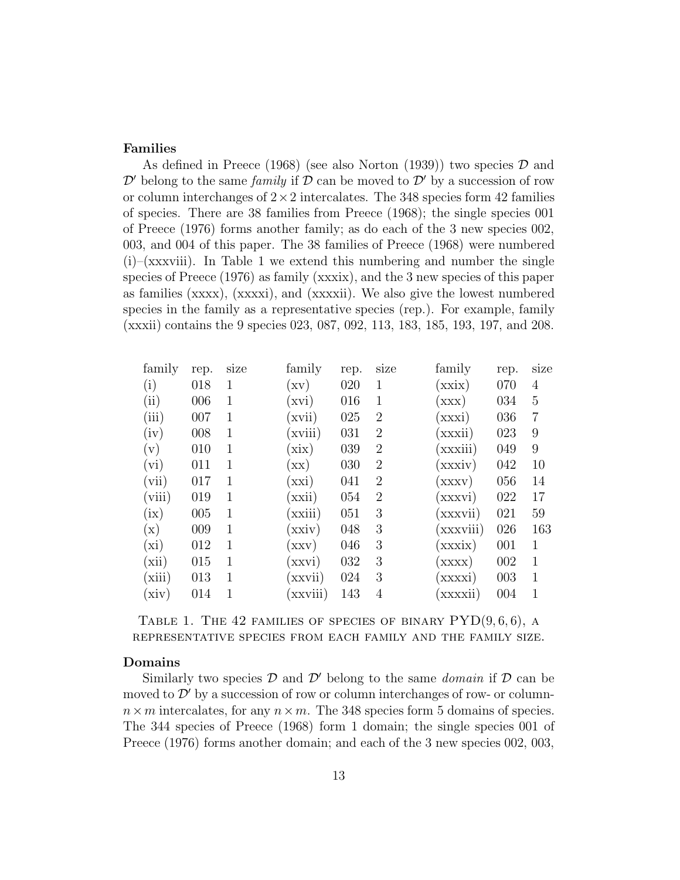**Families**

As defined in Preece (1968) (see also Norton (1939)) two species $\mathcal{D}$ and $\mathcal{D}'$ belong to the same *family* if $\mathcal{D}$ can be moved to $\mathcal{D}'$ by a succession of row or column interchanges of $2 \times 2$ intercalates. The 348 species form 42 families of species. There are 38 families from Preece (1968); the single species 001 of Preece (1976) forms another family; as do each of the 3 new species 002, 003, and 004 of this paper. The 38 families of Preece (1968) were numbered (i)–(xxxviii). In Table 1 we extend this numbering and number the single species of Preece (1976) as family (xxxix), and the 3 new species of this paper as families (xxxx), (xxxxi), and (xxxxii). We also give the lowest numbered species in the family as a representative species (rep.). For example, family (xxxii) contains the 9 species 023, 087, 092, 113, 183, 185, 193, 197, and 208.

| family | rep. | size | family | rep. | size | family | rep. | size |
|---|---|---|---|---|---|---|---|---|
| (i) | 018 | 1 | (xv) | 020 | 1 | (xxix) | 070 | 4 |
| (ii) | 006 | 1 | (xvi) | 016 | 1 | (xxx) | 034 | 5 |
| (iii) | 007 | 1 | (xvii) | 025 | 2 | (xxxi) | 036 | 7 |
| (iv) | 008 | 1 | (xviii) | 031 | 2 | (xxxii) | 023 | 9 |
| (v) | 010 | 1 | (xix) | 039 | 2 | (xxxiii) | 049 | 9 |
| (vi) | 011 | 1 | (xx) | 030 | 2 | (xxxiv) | 042 | 10 |
| (vii) | 017 | 1 | (xxi) | 041 | 2 | (xxxv) | 056 | 14 |
| (viii) | 019 | 1 | (xxii) | 054 | 2 | (xxxvi) | 022 | 17 |
| (ix) | 005 | 1 | (xxiii) | 051 | 3 | (xxxvii) | 021 | 59 |
| (x) | 009 | 1 | (xxiv) | 048 | 3 | (xxxviii) | 026 | 163 |
| (xi) | 012 | 1 | (xxv) | 046 | 3 | (xxxix) | 001 | 1 |
| (xii) | 015 | 1 | (xxvi) | 032 | 3 | (xxxx) | 002 | 1 |
| (xiii) | 013 | 1 | (xxvii) | 024 | 3 | (xxxxi) | 003 | 1 |
| (xiv) | 014 | 1 | (xxviii) | 143 | 4 | (xxxxii) | 004 | 1 |

Table 1. The 42 families of species of binary $\mathrm{PYD}(9, 6, 6)$, a representative species from each family and the family size.

**Domains**

Similarly two species $\mathcal{D}$ and $\mathcal{D}'$ belong to the same *domain* if $\mathcal{D}$ can be moved to $\mathcal{D}'$ by a succession of row or column interchanges of row- or column- $n \times m$ intercalates, for any $n \times m$. The 348 species form 5 domains of species. The 344 species of Preece (1968) form 1 domain; the single species 001 of Preece (1976) forms another domain; and each of the 3 new species 002, 003,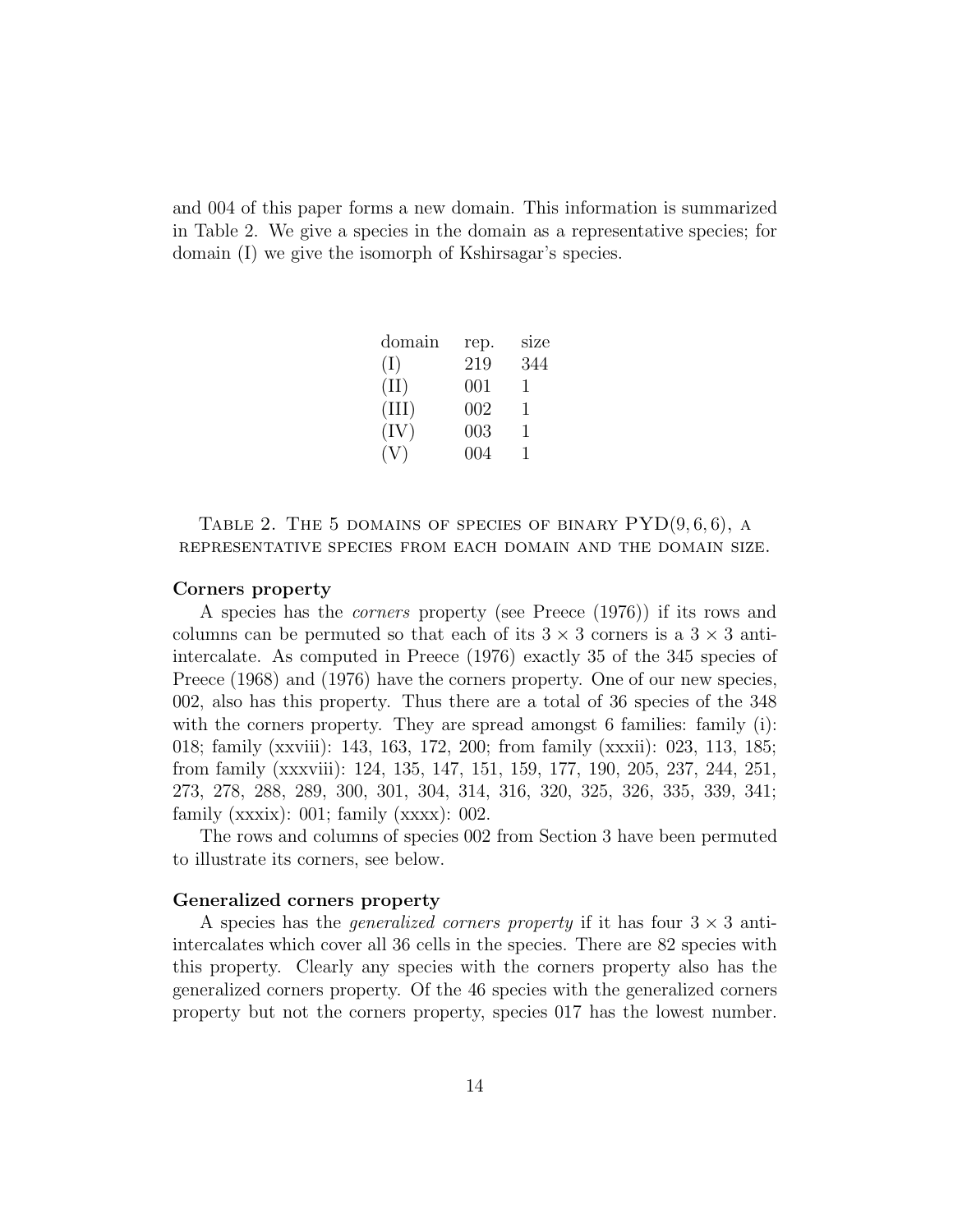and 004 of this paper forms a new domain. This information is summarized in Table 2. We give a species in the domain as a representative species; for domain (I) we give the isomorph of Kshirsagar's species.

| domain | rep. | size |
|---|---|---|
| (I) | 219 | 344 |
| (II) | 001 | 1 |
| (III) | 002 | 1 |
| (IV) | 003 | 1 |
| (V) | 004 | 1 |

Table 2. The 5 domains of species of binary $\mathrm{PYD}(9, 6, 6)$, a representative species from each domain and the domain size.

**Corners property**

A species has the *corners* property (see Preece (1976)) if its rows and columns can be permuted so that each of its $3 \times 3$ corners is a $3 \times 3$ anti-intercalate. As computed in Preece (1976) exactly 35 of the 345 species of Preece (1968) and (1976) have the corners property. One of our new species, 002, also has this property. Thus there are a total of 36 species of the 348 with the corners property. They are spread amongst 6 families: family (i): 018; family (xxviii): 143, 163, 172, 200; from family (xxxii): 023, 113, 185; from family (xxxviii): 124, 135, 147, 151, 159, 177, 190, 205, 237, 244, 251, 273, 278, 288, 289, 300, 301, 304, 314, 316, 320, 325, 326, 335, 339, 341; family (xxxix): 001; family (xxxx): 002.

The rows and columns of species 002 from Section 3 have been permuted to illustrate its corners, see below.

**Generalized corners property**

A species has the *generalized corners property* if it has four $3 \times 3$ anti-intercalates which cover all 36 cells in the species. There are 82 species with this property. Clearly any species with the corners property also has the generalized corners property. Of the 46 species with the generalized corners property but not the corners property, species 017 has the lowest number.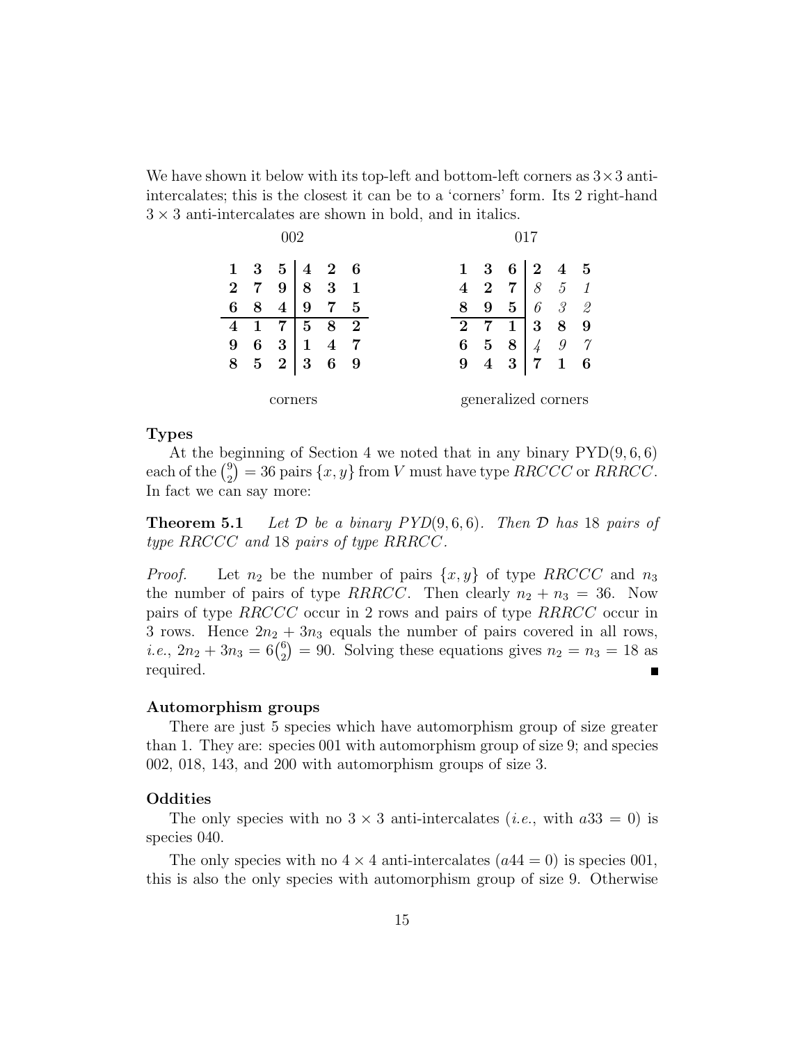We have shown it below with its top-left and bottom-left corners as 3×3 anti-intercalates; this is the closest it can be to a 'corners' form. Its 2 right-hand 3 × 3 anti-intercalates are shown in bold, and in italics.

002

| | | | | | |
|---|---|---|---|---|---|
| **1** | **3** | **5** | 4 | 2 | 6 |
| **2** | **7** | **9** | 8 | 3 | 1 |
| **6** | **8** | **4** | 9 | 7 | 5 |
| **4** | **1** | **7** | **5** | **8** | **2** |
| **9** | **6** | **3** | **1** | **4** | **7** |
| **8** | **5** | **2** | **3** | **6** | **9** |

corners

017

| | | | | | |
|---|---|---|---|---|---|
| **1** | **3** | **6** | **2** | **4** | **5** |
| **4** | **2** | **7** | *8* | *5* | *1* |
| **8** | **9** | **5** | *6* | *3* | *2* |
| **2** | **7** | **1** | **3** | **8** | **9** |
| **6** | **5** | **8** | *4* | *9* | *7* |
| **9** | **4** | **3** | **7** | **1** | **6** |

generalized corners

### Types

At the beginning of Section 4 we noted that in any binary PYD(9, 6, 6) each of the $\binom{9}{2} = 36$ pairs $\{x, y\}$ from $V$ must have type $RRCCC$ or $RRRCC$. In fact we can say more:

**Theorem 5.1** *Let $\mathcal{D}$ be a binary $PYD(9, 6, 6)$. Then $\mathcal{D}$ has 18 pairs of type $RRCCC$ and 18 pairs of type $RRRCC$.*

*Proof.* Let $n_2$ be the number of pairs $\{x, y\}$ of type $RRCCC$ and $n_3$ the number of pairs of type $RRRCC$. Then clearly $n_2 + n_3 = 36$. Now pairs of type $RRCCC$ occur in 2 rows and pairs of type $RRRCC$ occur in 3 rows. Hence $2n_2 + 3n_3$ equals the number of pairs covered in all rows, *i.e.*, $2n_2 + 3n_3 = 6\binom{6}{2} = 90$. Solving these equations gives $n_2 = n_3 = 18$ as required. ∎

### Automorphism groups

There are just 5 species which have automorphism group of size greater than 1. They are: species 001 with automorphism group of size 9; and species 002, 018, 143, and 200 with automorphism groups of size 3.

### Oddities

The only species with no 3 × 3 anti-intercalates (*i.e.*, with $a33 = 0$) is species 040.

The only species with no 4 × 4 anti-intercalates ($a44 = 0$) is species 001, this is also the only species with automorphism group of size 9. Otherwise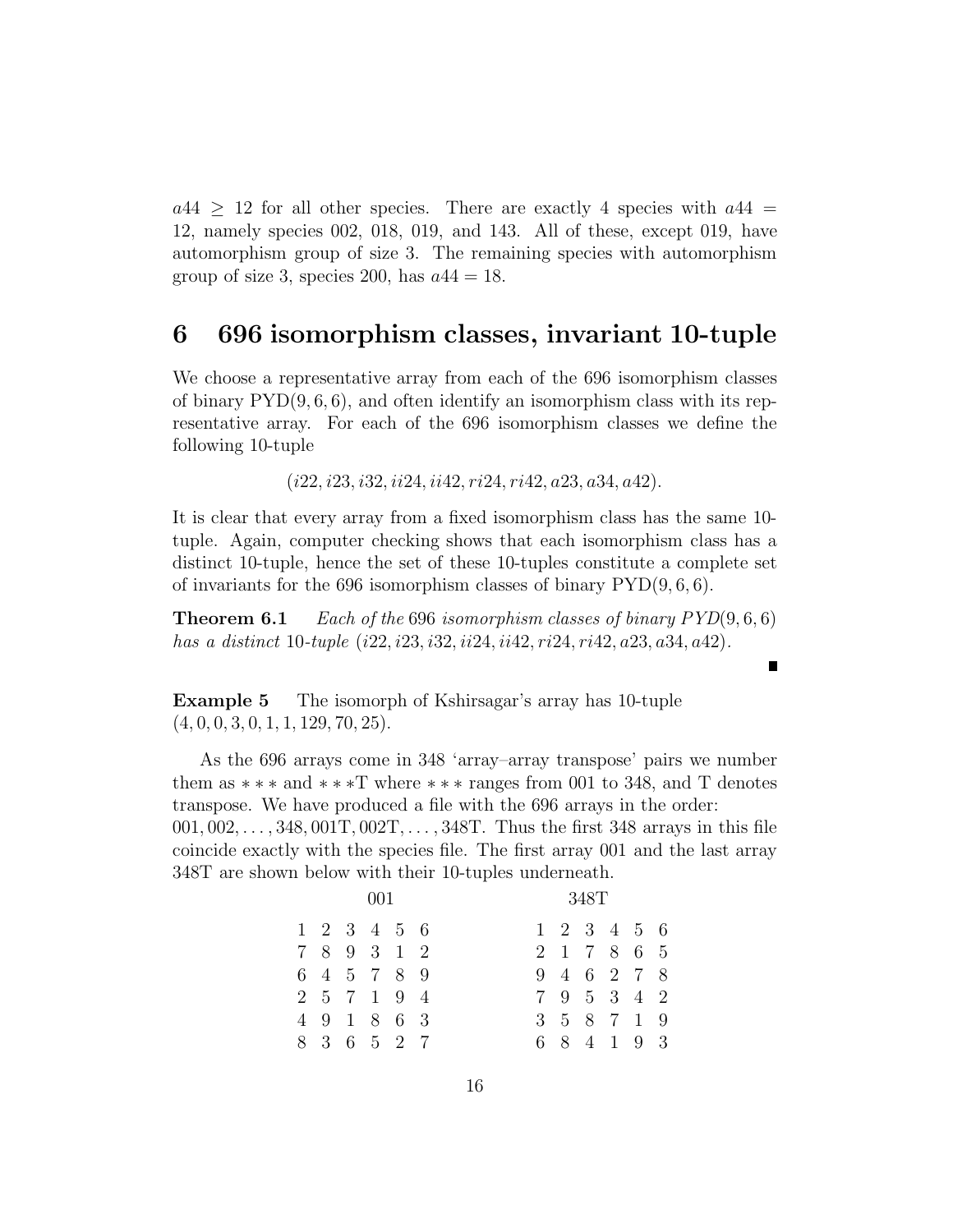$a44 \geq 12$ for all other species. There are exactly 4 species with $a44 = 12$, namely species 002, 018, 019, and 143. All of these, except 019, have automorphism group of size 3. The remaining species with automorphism group of size 3, species 200, has $a44 = 18$.

## 6 696 isomorphism classes, invariant 10-tuple

We choose a representative array from each of the 696 isomorphism classes of binary PYD(9, 6, 6), and often identify an isomorphism class with its representative array. For each of the 696 isomorphism classes we define the following 10-tuple

$$(i22, i23, i32, ii24, ii42, ri24, ri42, a23, a34, a42).$$

It is clear that every array from a fixed isomorphism class has the same 10-tuple. Again, computer checking shows that each isomorphism class has a distinct 10-tuple, hence the set of these 10-tuples constitute a complete set of invariants for the 696 isomorphism classes of binary PYD(9, 6, 6).

**Theorem 6.1** *Each of the 696 isomorphism classes of binary PYD(9, 6, 6) has a distinct 10-tuple* $(i22, i23, i32, ii24, ii42, ri24, ri42, a23, a34, a42)$.

■

**Example 5** The isomorph of Kshirsagar's array has 10-tuple $(4, 0, 0, 3, 0, 1, 1, 129, 70, 25)$.

As the 696 arrays come in 348 'array–array transpose' pairs we number them as $***$ and $***$T where $***$ ranges from 001 to 348, and T denotes transpose. We have produced a file with the 696 arrays in the order: $001, 002, \ldots, 348, 001\text{T}, 002\text{T}, \ldots, 348\text{T}$. Thus the first 348 arrays in this file coincide exactly with the species file. The first array 001 and the last array 348T are shown below with their 10-tuples underneath.

001

```
1 2 3 4 5 6
7 8 9 3 1 2
6 4 5 7 8 9
2 5 7 1 9 4
4 9 1 8 6 3
8 3 6 5 2 7
```

348T

```
1 2 3 4 5 6
2 1 7 8 6 5
9 4 6 2 7 8
7 9 5 3 4 2
3 5 8 7 1 9
6 8 4 1 9 3
```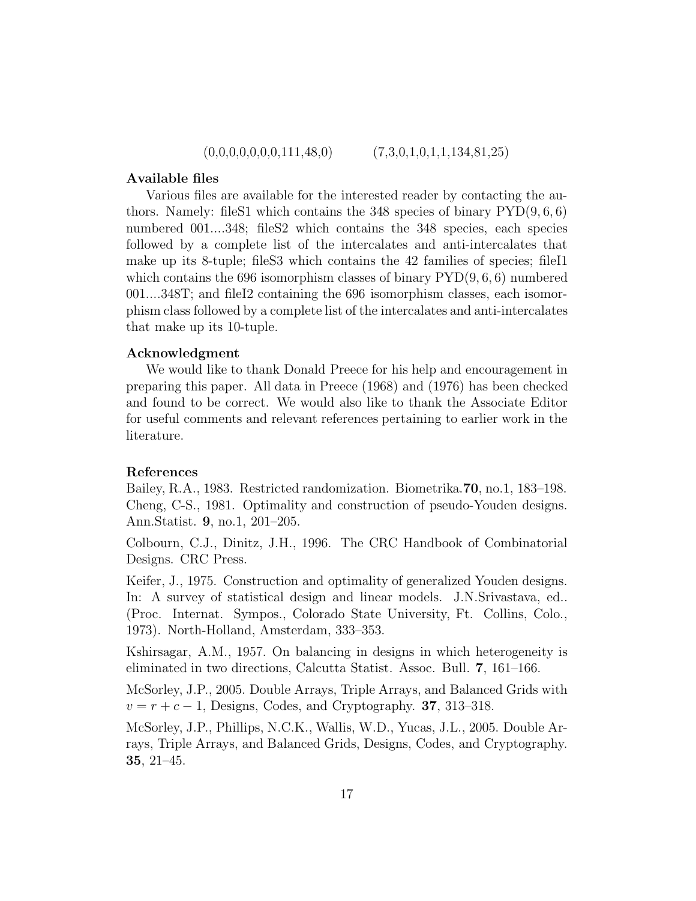(0,0,0,0,0,0,0,111,48,0)           (7,3,0,1,0,1,1,134,81,25)

**Available files**

Various files are available for the interested reader by contacting the authors. Namely: fileS1 which contains the 348 species of binary PYD$(9, 6, 6)$ numbered 001....348; fileS2 which contains the 348 species, each species followed by a complete list of the intercalates and anti-intercalates that make up its 8-tuple; fileS3 which contains the 42 families of species; fileI1 which contains the 696 isomorphism classes of binary PYD$(9, 6, 6)$ numbered 001....348T; and fileI2 containing the 696 isomorphism classes, each isomorphism class followed by a complete list of the intercalates and anti-intercalates that make up its 10-tuple.

**Acknowledgment**

We would like to thank Donald Preece for his help and encouragement in preparing this paper. All data in Preece (1968) and (1976) has been checked and found to be correct. We would also like to thank the Associate Editor for useful comments and relevant references pertaining to earlier work in the literature.

**References**

Bailey, R.A., 1983. Restricted randomization. Biometrika.**70**, no.1, 183–198.

Cheng, C-S., 1981. Optimality and construction of pseudo-Youden designs. Ann.Statist. **9**, no.1, 201–205.

Colbourn, C.J., Dinitz, J.H., 1996. The CRC Handbook of Combinatorial Designs. CRC Press.

Keifer, J., 1975. Construction and optimality of generalized Youden designs. In: A survey of statistical design and linear models. J.N.Srivastava, ed.. (Proc. Internat. Sympos., Colorado State University, Ft. Collins, Colo., 1973). North-Holland, Amsterdam, 333–353.

Kshirsagar, A.M., 1957. On balancing in designs in which heterogeneity is eliminated in two directions, Calcutta Statist. Assoc. Bull. **7**, 161–166.

McSorley, J.P., 2005. Double Arrays, Triple Arrays, and Balanced Grids with $v = r + c - 1$, Designs, Codes, and Cryptography. **37**, 313–318.

McSorley, J.P., Phillips, N.C.K., Wallis, W.D., Yucas, J.L., 2005. Double Arrays, Triple Arrays, and Balanced Grids, Designs, Codes, and Cryptography. **35**, 21–45.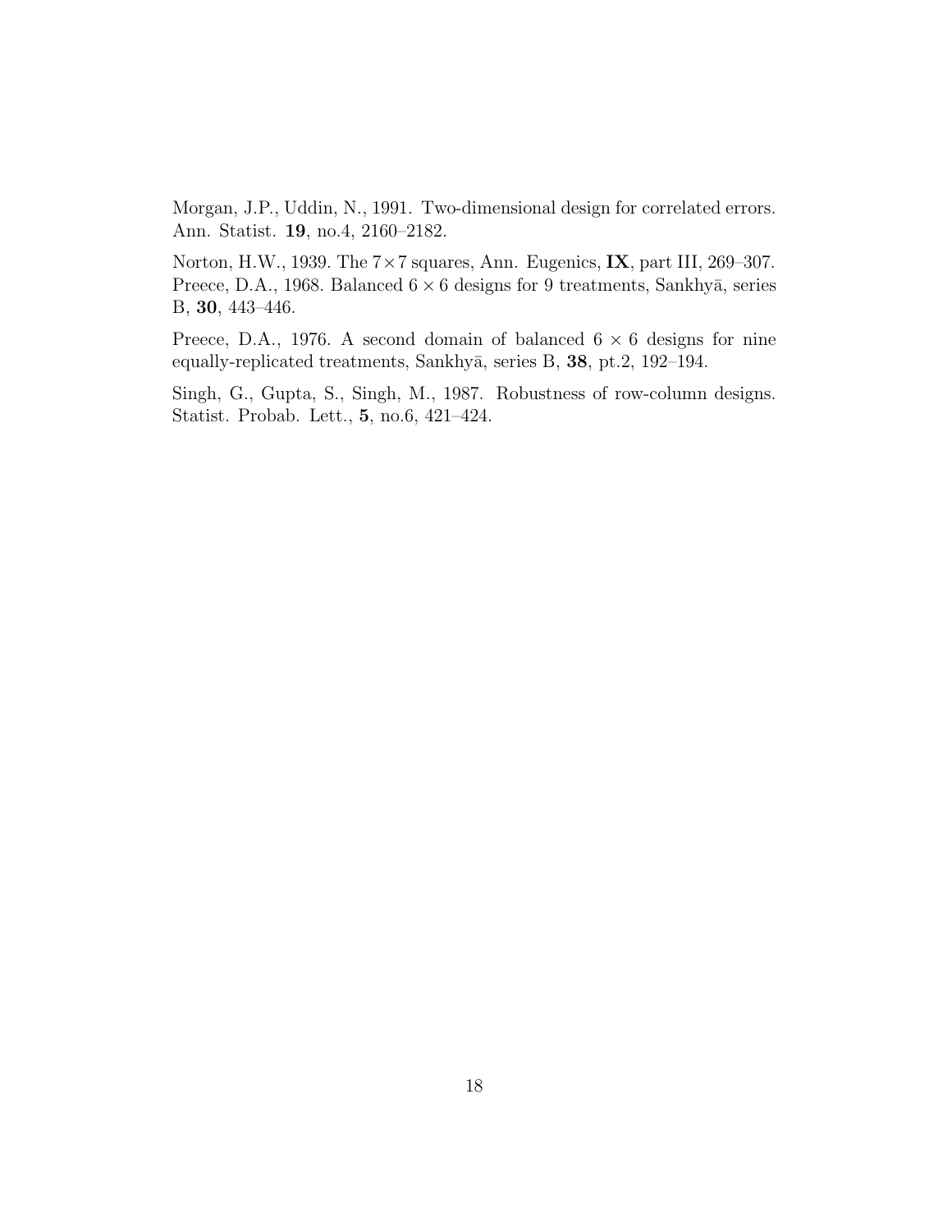Morgan, J.P., Uddin, N., 1991. Two-dimensional design for correlated errors. Ann. Statist. **19**, no.4, 2160–2182.

Norton, H.W., 1939. The $7 \times 7$ squares, Ann. Eugenics, **IX**, part III, 269–307. Preece, D.A., 1968. Balanced $6 \times 6$ designs for 9 treatments, Sankhyā, series B, **30**, 443–446.

Preece, D.A., 1976. A second domain of balanced $6 \times 6$ designs for nine equally-replicated treatments, Sankhyā, series B, **38**, pt.2, 192–194.

Singh, G., Gupta, S., Singh, M., 1987. Robustness of row-column designs. Statist. Probab. Lett., **5**, no.6, 421–424.